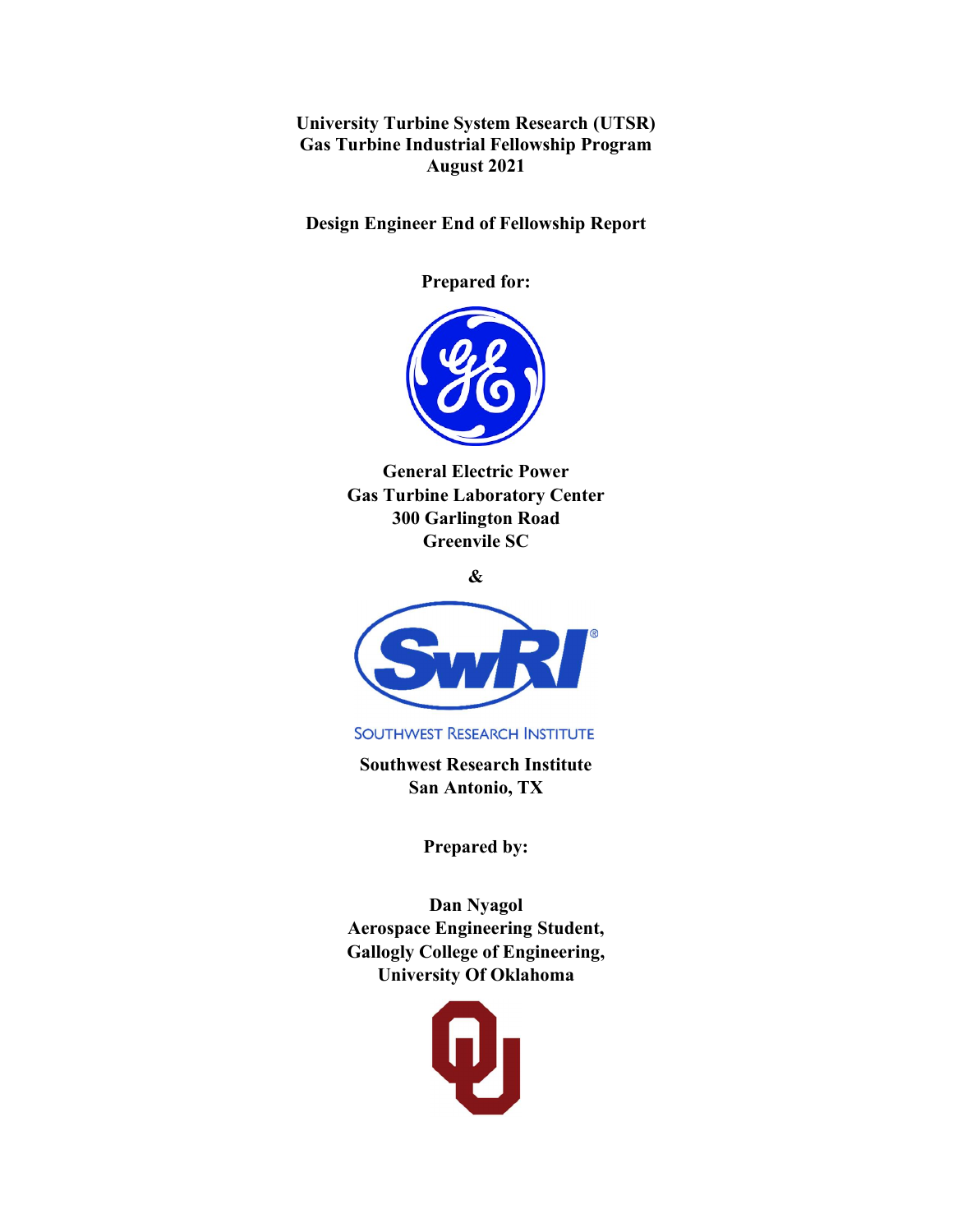**University Turbine System Research (UTSR)**
**Gas Turbine Industrial Fellowship Program**
**August 2021**

**Design Engineer End of Fellowship Report**

**Prepared for:**

**General Electric Power**
**Gas Turbine Laboratory Center**
**300 Garlington Road**
**Greenvile SC**

**&**

SOUTHWEST RESEARCH INSTITUTE

**Southwest Research Institute**
**San Antonio, TX**

**Prepared by:**

**Dan Nyagol**
**Aerospace Engineering Student,**
**Gallogly College of Engineering,**
**University Of Oklahoma**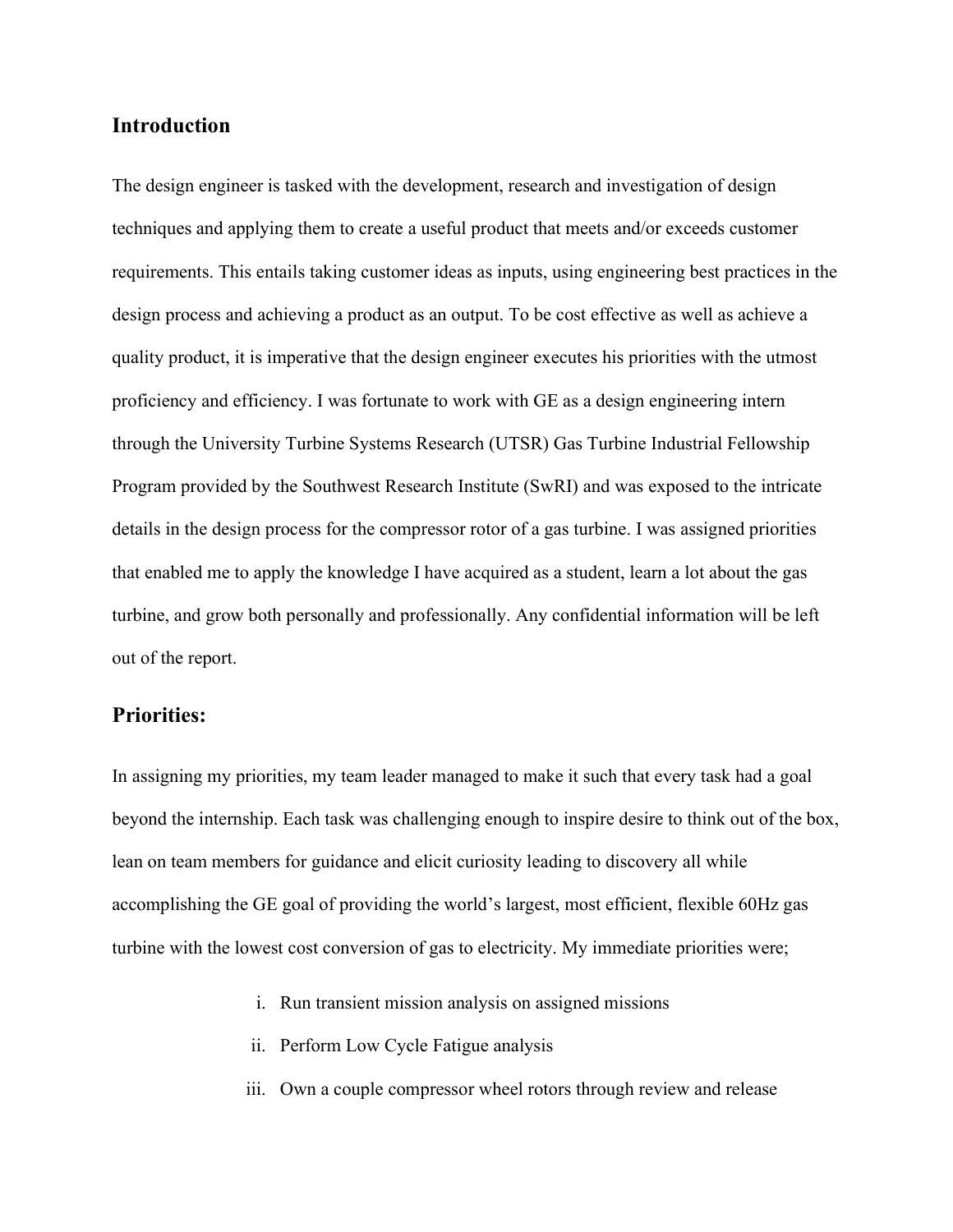## Introduction

The design engineer is tasked with the development, research and investigation of design techniques and applying them to create a useful product that meets and/or exceeds customer requirements. This entails taking customer ideas as inputs, using engineering best practices in the design process and achieving a product as an output. To be cost effective as well as achieve a quality product, it is imperative that the design engineer executes his priorities with the utmost proficiency and efficiency. I was fortunate to work with GE as a design engineering intern through the University Turbine Systems Research (UTSR) Gas Turbine Industrial Fellowship Program provided by the Southwest Research Institute (SwRI) and was exposed to the intricate details in the design process for the compressor rotor of a gas turbine. I was assigned priorities that enabled me to apply the knowledge I have acquired as a student, learn a lot about the gas turbine, and grow both personally and professionally. Any confidential information will be left out of the report.

## Priorities:

In assigning my priorities, my team leader managed to make it such that every task had a goal beyond the internship. Each task was challenging enough to inspire desire to think out of the box, lean on team members for guidance and elicit curiosity leading to discovery all while accomplishing the GE goal of providing the world's largest, most efficient, flexible 60Hz gas turbine with the lowest cost conversion of gas to electricity. My immediate priorities were;

i. Run transient mission analysis on assigned missions

ii. Perform Low Cycle Fatigue analysis

iii. Own a couple compressor wheel rotors through review and release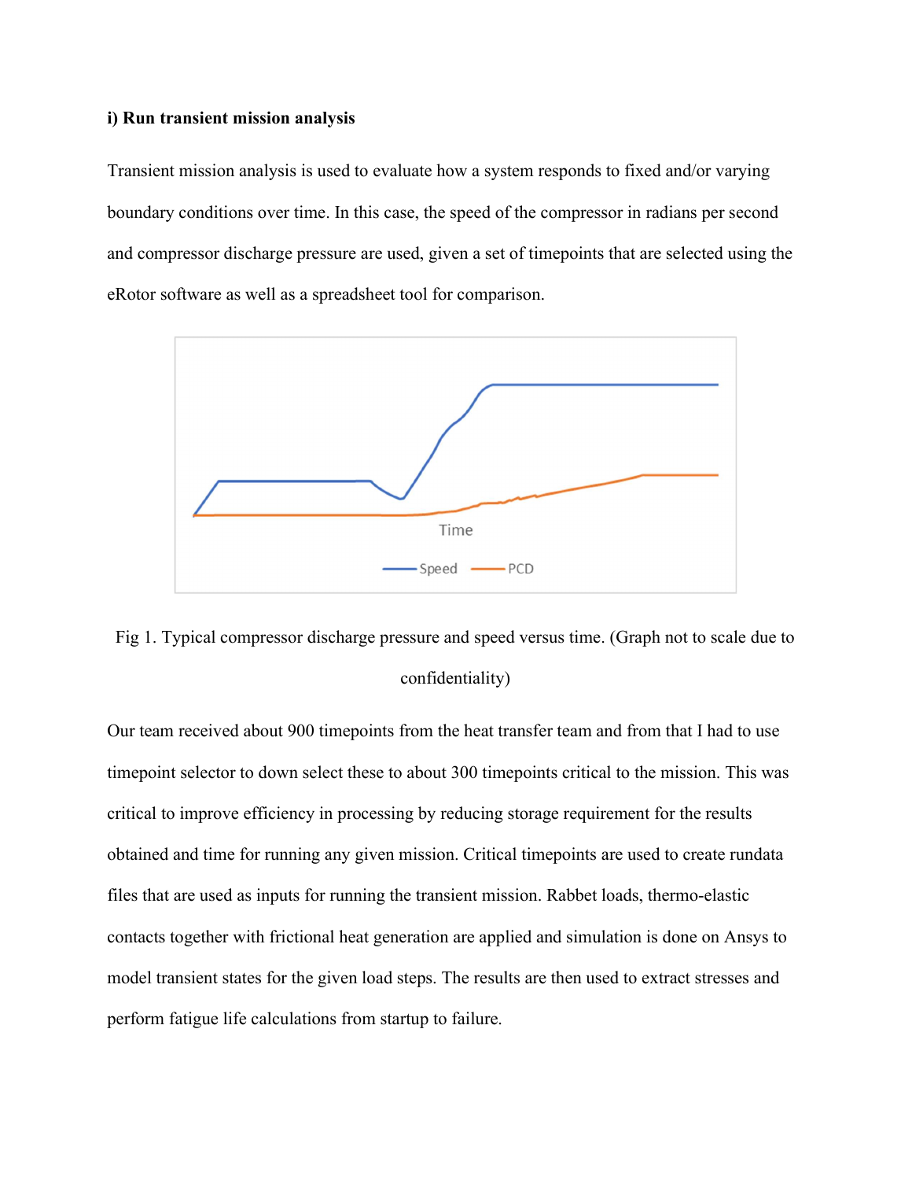**i) Run transient mission analysis**

Transient mission analysis is used to evaluate how a system responds to fixed and/or varying boundary conditions over time. In this case, the speed of the compressor in radians per second and compressor discharge pressure are used, given a set of timepoints that are selected using the eRotor software as well as a spreadsheet tool for comparison.

Fig 1. Typical compressor discharge pressure and speed versus time. (Graph not to scale due to confidentiality)

Our team received about 900 timepoints from the heat transfer team and from that I had to use timepoint selector to down select these to about 300 timepoints critical to the mission. This was critical to improve efficiency in processing by reducing storage requirement for the results obtained and time for running any given mission. Critical timepoints are used to create rundata files that are used as inputs for running the transient mission. Rabbet loads, thermo-elastic contacts together with frictional heat generation are applied and simulation is done on Ansys to model transient states for the given load steps. The results are then used to extract stresses and perform fatigue life calculations from startup to failure.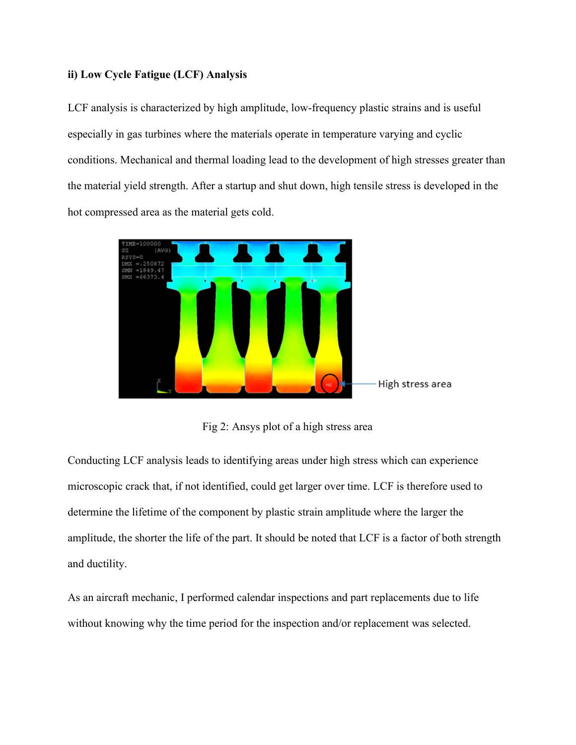**ii) Low Cycle Fatigue (LCF) Analysis**

LCF analysis is characterized by high amplitude, low-frequency plastic strains and is useful especially in gas turbines where the materials operate in temperature varying and cyclic conditions. Mechanical and thermal loading lead to the development of high stresses greater than the material yield strength. After a startup and shut down, high tensile stress is developed in the hot compressed area as the material gets cold.

Fig 2: Ansys plot of a high stress area

Conducting LCF analysis leads to identifying areas under high stress which can experience microscopic crack that, if not identified, could get larger over time. LCF is therefore used to determine the lifetime of the component by plastic strain amplitude where the larger the amplitude, the shorter the life of the part. It should be noted that LCF is a factor of both strength and ductility.

As an aircraft mechanic, I performed calendar inspections and part replacements due to life without knowing why the time period for the inspection and/or replacement was selected.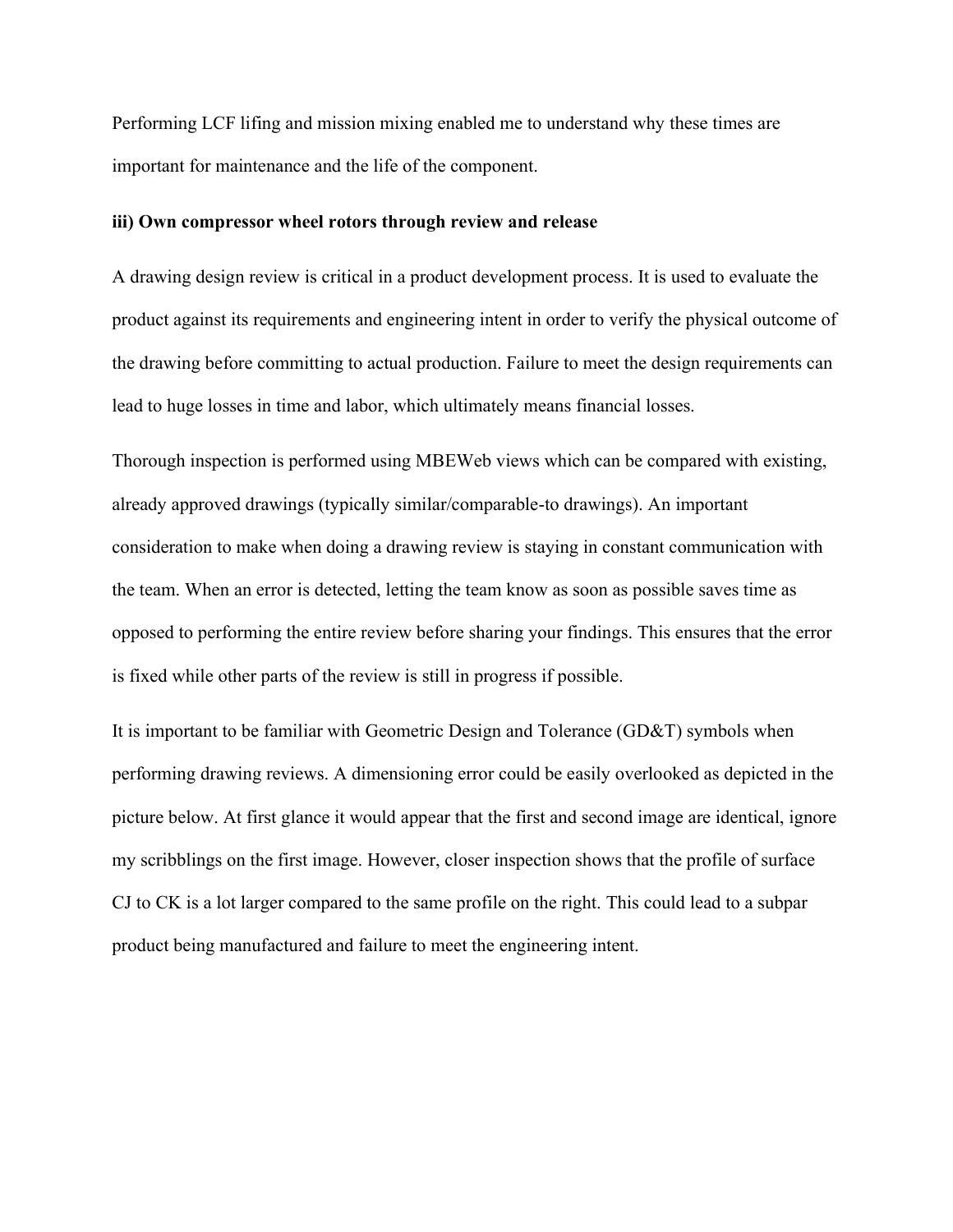Performing LCF lifing and mission mixing enabled me to understand why these times are important for maintenance and the life of the component.

### iii) Own compressor wheel rotors through review and release

A drawing design review is critical in a product development process. It is used to evaluate the product against its requirements and engineering intent in order to verify the physical outcome of the drawing before committing to actual production. Failure to meet the design requirements can lead to huge losses in time and labor, which ultimately means financial losses.

Thorough inspection is performed using MBEWeb views which can be compared with existing, already approved drawings (typically similar/comparable-to drawings). An important consideration to make when doing a drawing review is staying in constant communication with the team. When an error is detected, letting the team know as soon as possible saves time as opposed to performing the entire review before sharing your findings. This ensures that the error is fixed while other parts of the review is still in progress if possible.

It is important to be familiar with Geometric Design and Tolerance (GD&T) symbols when performing drawing reviews. A dimensioning error could be easily overlooked as depicted in the picture below. At first glance it would appear that the first and second image are identical, ignore my scribblings on the first image. However, closer inspection shows that the profile of surface CJ to CK is a lot larger compared to the same profile on the right. This could lead to a subpar product being manufactured and failure to meet the engineering intent.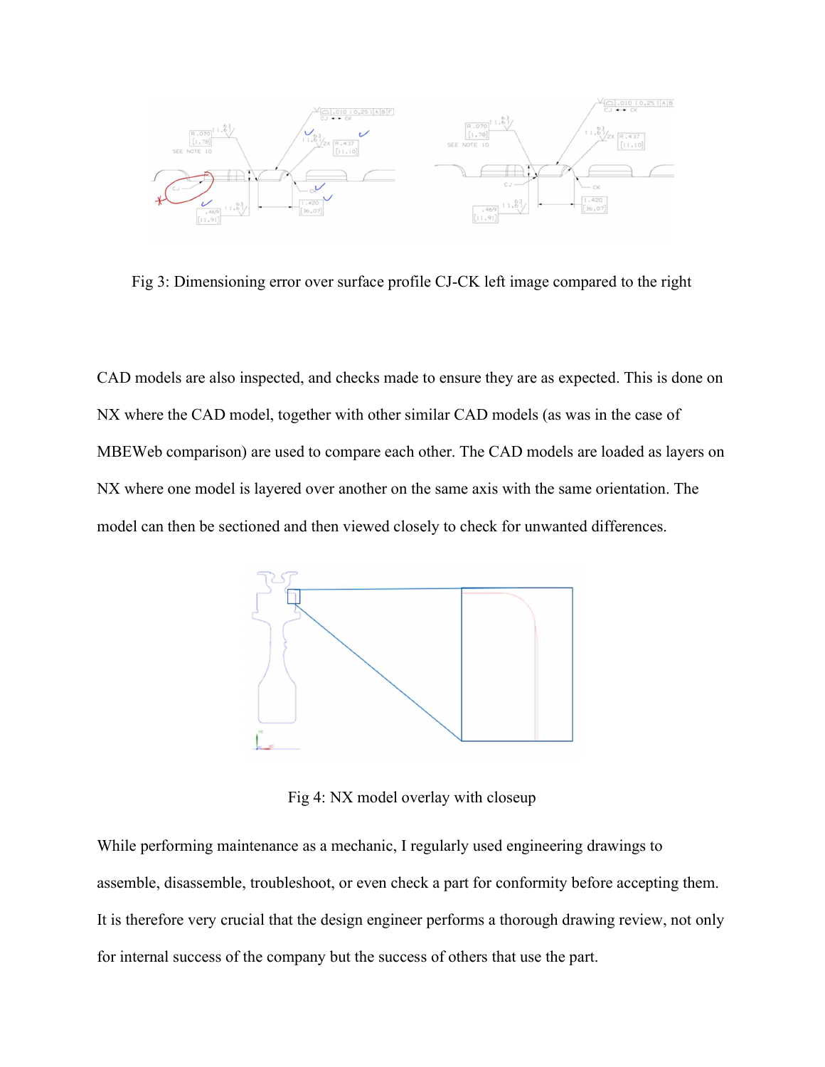Fig 3: Dimensioning error over surface profile CJ-CK left image compared to the right

CAD models are also inspected, and checks made to ensure they are as expected. This is done on NX where the CAD model, together with other similar CAD models (as was in the case of MBEWeb comparison) are used to compare each other. The CAD models are loaded as layers on NX where one model is layered over another on the same axis with the same orientation. The model can then be sectioned and then viewed closely to check for unwanted differences.

Fig 4: NX model overlay with closeup

While performing maintenance as a mechanic, I regularly used engineering drawings to assemble, disassemble, troubleshoot, or even check a part for conformity before accepting them. It is therefore very crucial that the design engineer performs a thorough drawing review, not only for internal success of the company but the success of others that use the part.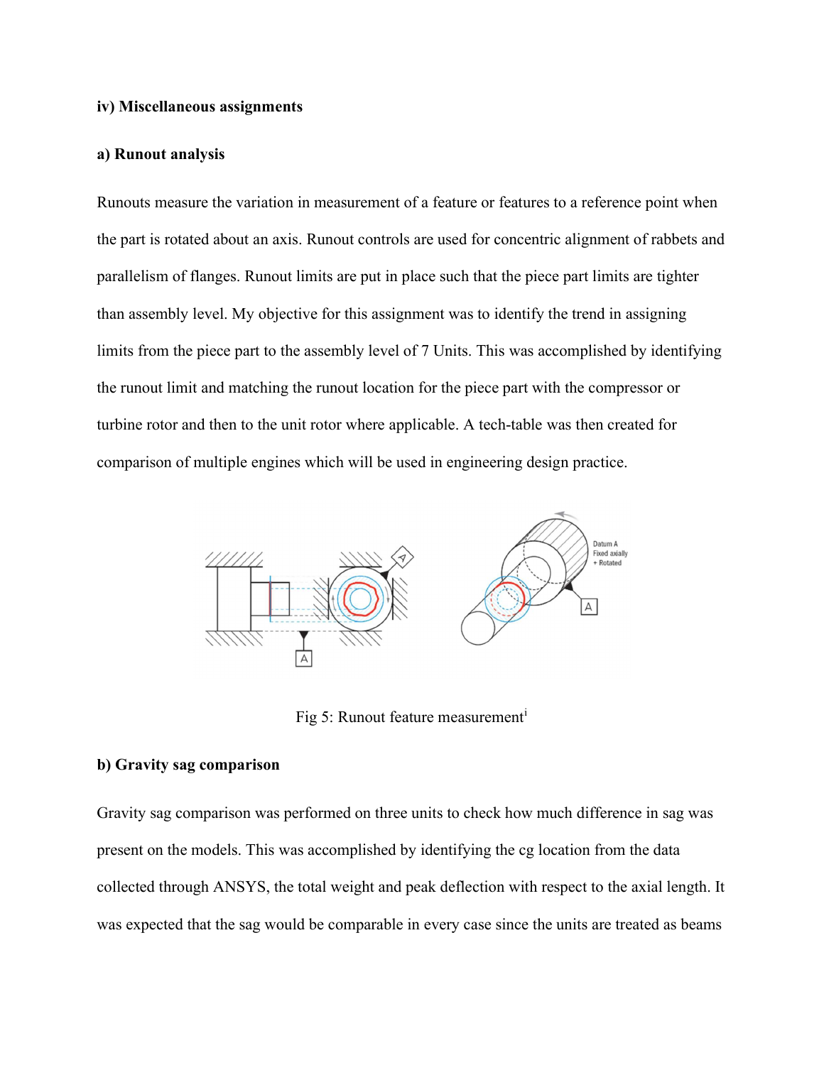**iv) Miscellaneous assignments**

**a) Runout analysis**

Runouts measure the variation in measurement of a feature or features to a reference point when the part is rotated about an axis. Runout controls are used for concentric alignment of rabbets and parallelism of flanges. Runout limits are put in place such that the piece part limits are tighter than assembly level. My objective for this assignment was to identify the trend in assigning limits from the piece part to the assembly level of 7 Units. This was accomplished by identifying the runout limit and matching the runout location for the piece part with the compressor or turbine rotor and then to the unit rotor where applicable. A tech-table was then created for comparison of multiple engines which will be used in engineering design practice.

Fig 5: Runout feature measurement[i]

**b) Gravity sag comparison**

Gravity sag comparison was performed on three units to check how much difference in sag was present on the models. This was accomplished by identifying the cg location from the data collected through ANSYS, the total weight and peak deflection with respect to the axial length. It was expected that the sag would be comparable in every case since the units are treated as beams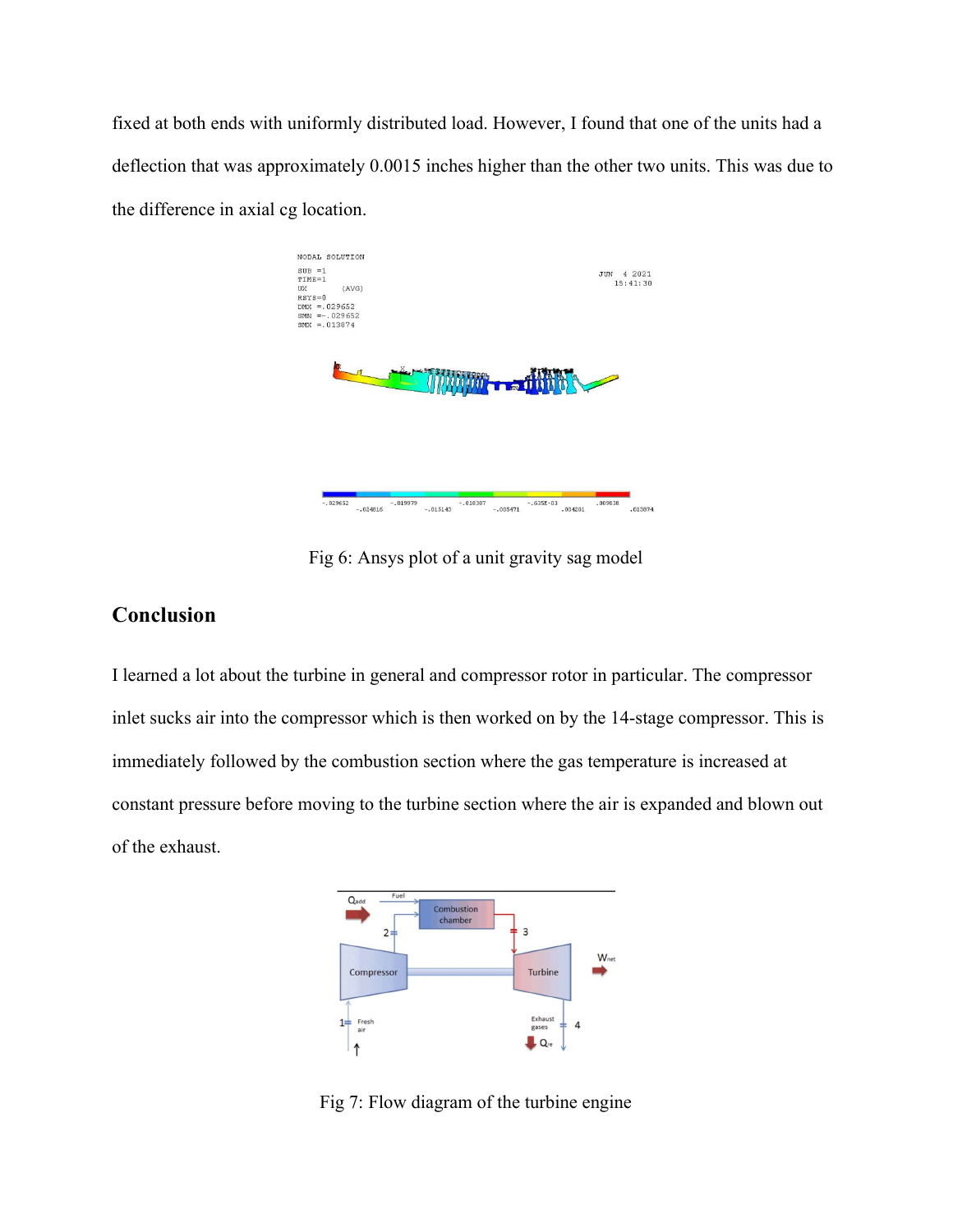fixed at both ends with uniformly distributed load. However, I found that one of the units had a deflection that was approximately 0.0015 inches higher than the other two units. This was due to the difference in axial cg location.

Fig 6: Ansys plot of a unit gravity sag model

## Conclusion

I learned a lot about the turbine in general and compressor rotor in particular. The compressor inlet sucks air into the compressor which is then worked on by the 14-stage compressor. This is immediately followed by the combustion section where the gas temperature is increased at constant pressure before moving to the turbine section where the air is expanded and blown out of the exhaust.

Fig 7: Flow diagram of the turbine engine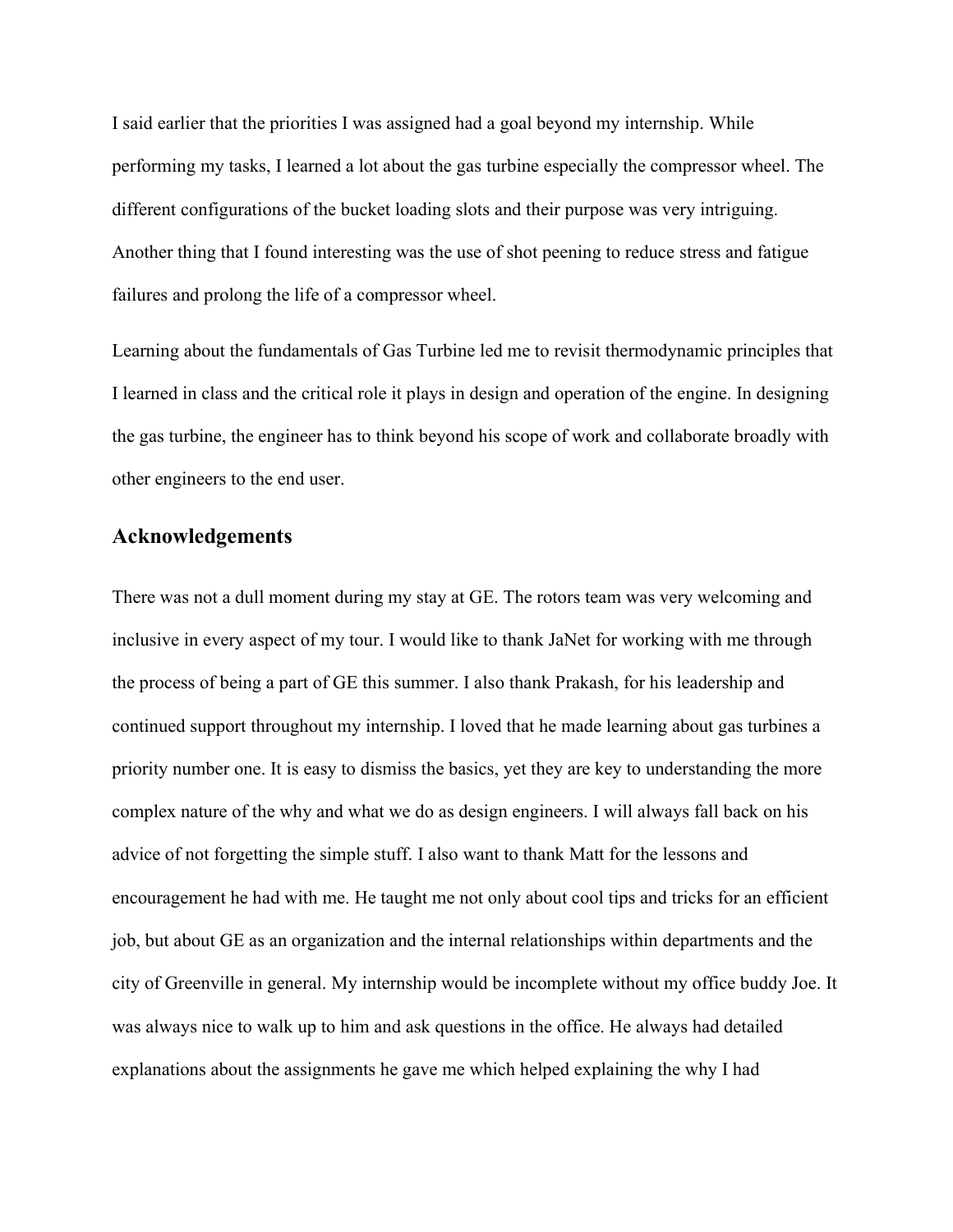I said earlier that the priorities I was assigned had a goal beyond my internship. While performing my tasks, I learned a lot about the gas turbine especially the compressor wheel. The different configurations of the bucket loading slots and their purpose was very intriguing. Another thing that I found interesting was the use of shot peening to reduce stress and fatigue failures and prolong the life of a compressor wheel.

Learning about the fundamentals of Gas Turbine led me to revisit thermodynamic principles that I learned in class and the critical role it plays in design and operation of the engine. In designing the gas turbine, the engineer has to think beyond his scope of work and collaborate broadly with other engineers to the end user.

## Acknowledgements

There was not a dull moment during my stay at GE. The rotors team was very welcoming and inclusive in every aspect of my tour. I would like to thank JaNet for working with me through the process of being a part of GE this summer. I also thank Prakash, for his leadership and continued support throughout my internship. I loved that he made learning about gas turbines a priority number one. It is easy to dismiss the basics, yet they are key to understanding the more complex nature of the why and what we do as design engineers. I will always fall back on his advice of not forgetting the simple stuff. I also want to thank Matt for the lessons and encouragement he had with me. He taught me not only about cool tips and tricks for an efficient job, but about GE as an organization and the internal relationships within departments and the city of Greenville in general. My internship would be incomplete without my office buddy Joe. It was always nice to walk up to him and ask questions in the office. He always had detailed explanations about the assignments he gave me which helped explaining the why I had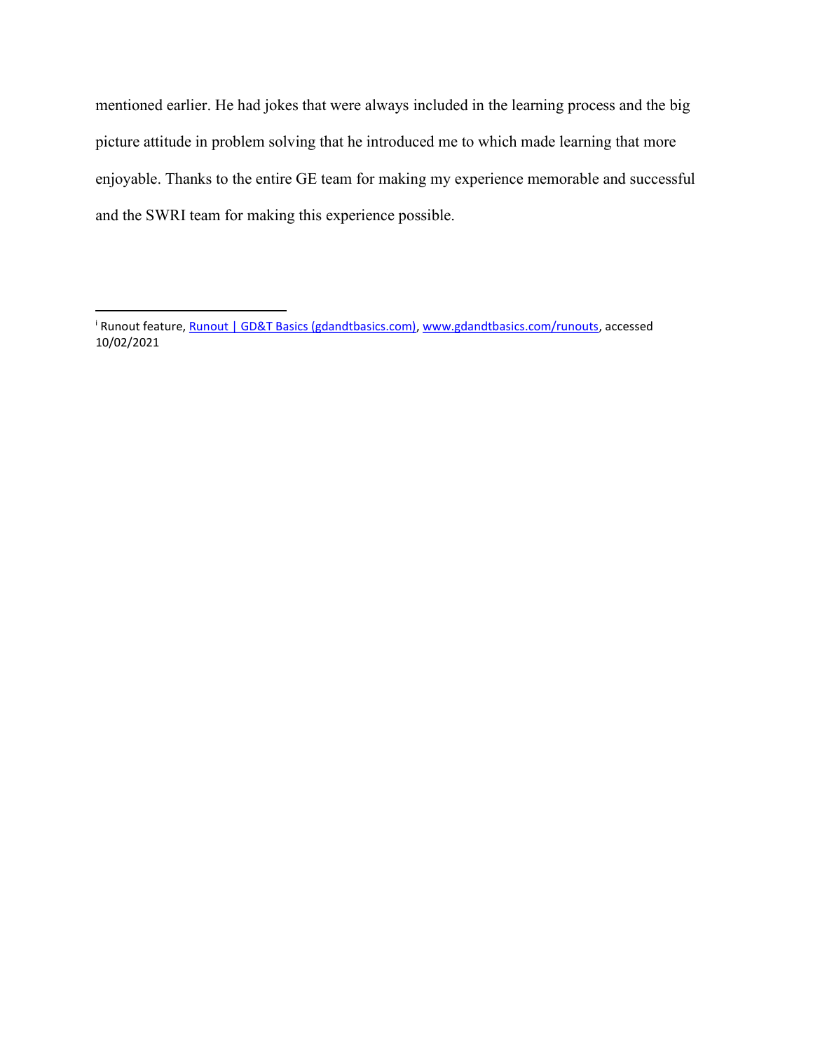mentioned earlier. He had jokes that were always included in the learning process and the big picture attitude in problem solving that he introduced me to which made learning that more enjoyable. Thanks to the entire GE team for making my experience memorable and successful and the SWRI team for making this experience possible.

---

[i] Runout feature, Runout | GD&T Basics (gdandtbasics.com), www.gdandtbasics.com/runouts, accessed 10/02/2021